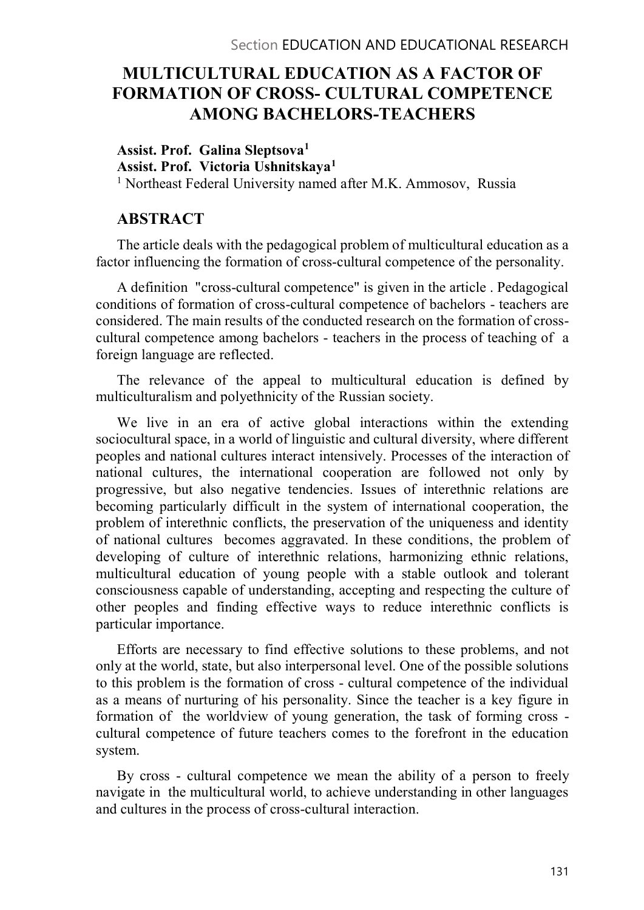# MULTICULTURAL EDUCATION AS A FACTOR OF FORMATION OF CROSS- CULTURAL COMPETENCE AMONG BACHELORS-TEACHERS

**Assist. Prof. Galina Sleptsova[1]**
**Assist. Prof. Victoria Ushnitskaya[1]**
[1] Northeast Federal University named after M.K. Ammosov, Russia

## ABSTRACT

The article deals with the pedagogical problem of multicultural education as a factor influencing the formation of cross-cultural competence of the personality.

A definition "cross-cultural competence" is given in the article . Pedagogical conditions of formation of cross-cultural competence of bachelors - teachers are considered. The main results of the conducted research on the formation of cross-cultural competence among bachelors - teachers in the process of teaching of a foreign language are reflected.

The relevance of the appeal to multicultural education is defined by multiculturalism and polyethnicity of the Russian society.

We live in an era of active global interactions within the extending sociocultural space, in a world of linguistic and cultural diversity, where different peoples and national cultures interact intensively. Processes of the interaction of national cultures, the international cooperation are followed not only by progressive, but also negative tendencies. Issues of interethnic relations are becoming particularly difficult in the system of international cooperation, the problem of interethnic conflicts, the preservation of the uniqueness and identity of national cultures becomes aggravated. In these conditions, the problem of developing of culture of interethnic relations, harmonizing ethnic relations, multicultural education of young people with a stable outlook and tolerant consciousness capable of understanding, accepting and respecting the culture of other peoples and finding effective ways to reduce interethnic conflicts is particular importance.

Efforts are necessary to find effective solutions to these problems, and not only at the world, state, but also interpersonal level. One of the possible solutions to this problem is the formation of cross - cultural competence of the individual as a means of nurturing of his personality. Since the teacher is a key figure in formation of the worldview of young generation, the task of forming cross - cultural competence of future teachers comes to the forefront in the education system.

By cross - cultural competence we mean the ability of a person to freely navigate in the multicultural world, to achieve understanding in other languages and cultures in the process of cross-cultural interaction.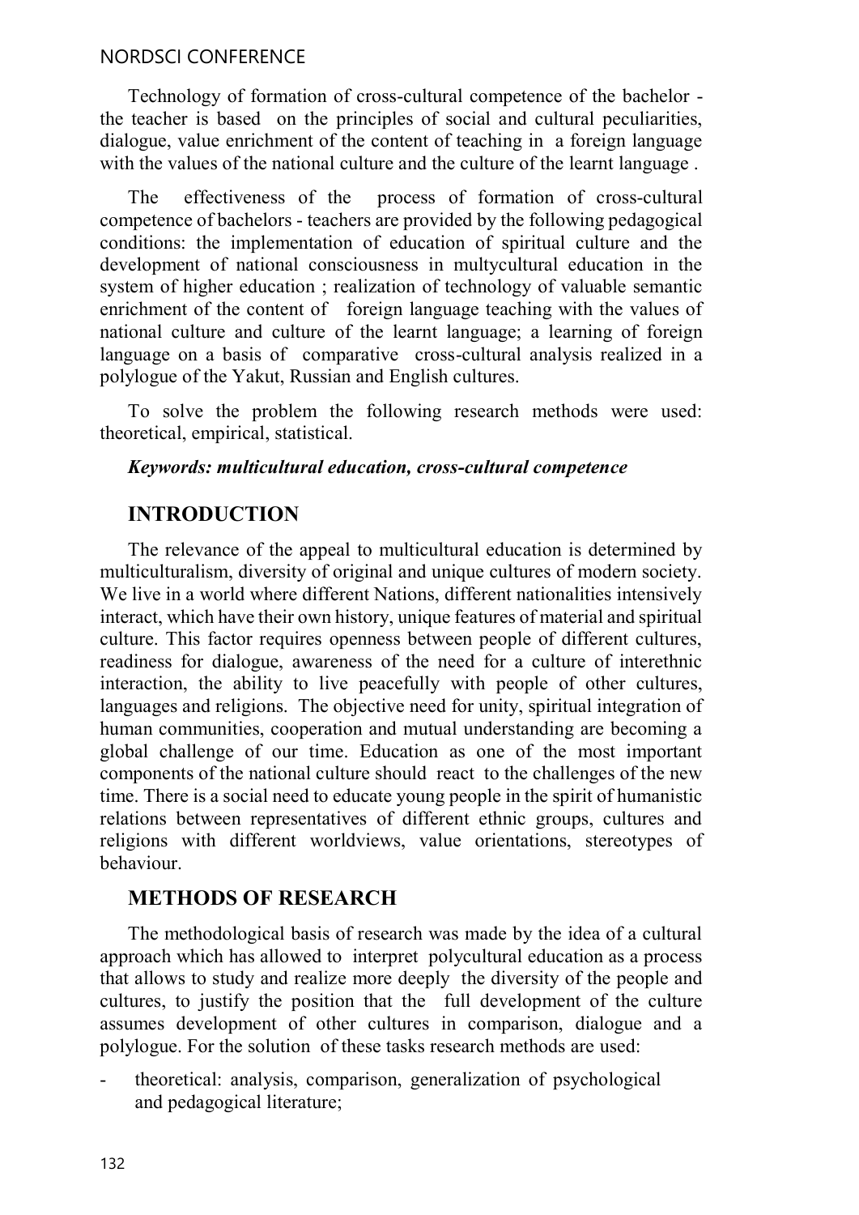Technology of formation of cross-cultural competence of the bachelor - the teacher is based on the principles of social and cultural peculiarities, dialogue, value enrichment of the content of teaching in a foreign language with the values of the national culture and the culture of the learnt language .

The effectiveness of the process of formation of cross-cultural competence of bachelors - teachers are provided by the following pedagogical conditions: the implementation of education of spiritual culture and the development of national consciousness in multycultural education in the system of higher education ; realization of technology of valuable semantic enrichment of the content of foreign language teaching with the values of national culture and culture of the learnt language; a learning of foreign language on a basis of comparative cross-cultural analysis realized in a polylogue of the Yakut, Russian and English cultures.

To solve the problem the following research methods were used: theoretical, empirical, statistical.

***Keywords: multicultural education, cross-cultural competence***

## INTRODUCTION

The relevance of the appeal to multicultural education is determined by multiculturalism, diversity of original and unique cultures of modern society. We live in a world where different Nations, different nationalities intensively interact, which have their own history, unique features of material and spiritual culture. This factor requires openness between people of different cultures, readiness for dialogue, awareness of the need for a culture of interethnic interaction, the ability to live peacefully with people of other cultures, languages and religions. The objective need for unity, spiritual integration of human communities, cooperation and mutual understanding are becoming a global challenge of our time. Education as one of the most important components of the national culture should react to the challenges of the new time. There is a social need to educate young people in the spirit of humanistic relations between representatives of different ethnic groups, cultures and religions with different worldviews, value orientations, stereotypes of behaviour.

## METHODS OF RESEARCH

The methodological basis of research was made by the idea of a cultural approach which has allowed to interpret polycultural education as a process that allows to study and realize more deeply the diversity of the people and cultures, to justify the position that the full development of the culture assumes development of other cultures in comparison, dialogue and a polylogue. For the solution of these tasks research methods are used:

- theoretical: analysis, comparison, generalization of psychological and pedagogical literature;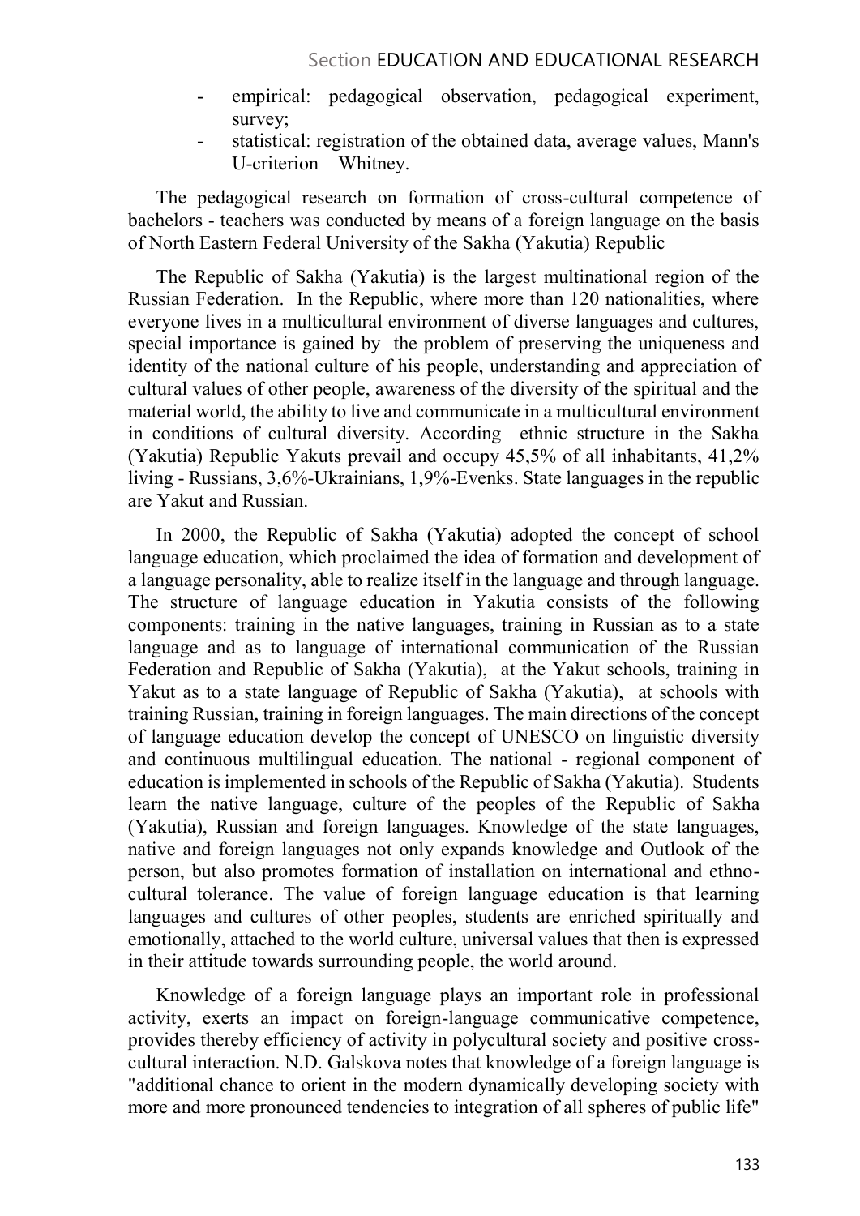- empirical: pedagogical observation, pedagogical experiment, survey;
- statistical: registration of the obtained data, average values, Mann's U-criterion – Whitney.

The pedagogical research on formation of cross-cultural competence of bachelors - teachers was conducted by means of a foreign language on the basis of North Eastern Federal University of the Sakha (Yakutia) Republic

The Republic of Sakha (Yakutia) is the largest multinational region of the Russian Federation. In the Republic, where more than 120 nationalities, where everyone lives in a multicultural environment of diverse languages and cultures, special importance is gained by the problem of preserving the uniqueness and identity of the national culture of his people, understanding and appreciation of cultural values of other people, awareness of the diversity of the spiritual and the material world, the ability to live and communicate in a multicultural environment in conditions of cultural diversity. According ethnic structure in the Sakha (Yakutia) Republic Yakuts prevail and occupy 45,5% of all inhabitants, 41,2% living - Russians, 3,6%-Ukrainians, 1,9%-Evenks. State languages in the republic are Yakut and Russian.

In 2000, the Republic of Sakha (Yakutia) adopted the concept of school language education, which proclaimed the idea of formation and development of a language personality, able to realize itself in the language and through language. The structure of language education in Yakutia consists of the following components: training in the native languages, training in Russian as to a state language and as to language of international communication of the Russian Federation and Republic of Sakha (Yakutia), at the Yakut schools, training in Yakut as to a state language of Republic of Sakha (Yakutia), at schools with training Russian, training in foreign languages. The main directions of the concept of language education develop the concept of UNESCO on linguistic diversity and continuous multilingual education. The national - regional component of education is implemented in schools of the Republic of Sakha (Yakutia). Students learn the native language, culture of the peoples of the Republic of Sakha (Yakutia), Russian and foreign languages. Knowledge of the state languages, native and foreign languages not only expands knowledge and Outlook of the person, but also promotes formation of installation on international and ethno-cultural tolerance. The value of foreign language education is that learning languages and cultures of other peoples, students are enriched spiritually and emotionally, attached to the world culture, universal values that then is expressed in their attitude towards surrounding people, the world around.

Knowledge of a foreign language plays an important role in professional activity, exerts an impact on foreign-language communicative competence, provides thereby efficiency of activity in polycultural society and positive cross-cultural interaction. N.D. Galskova notes that knowledge of a foreign language is "additional chance to orient in the modern dynamically developing society with more and more pronounced tendencies to integration of all spheres of public life"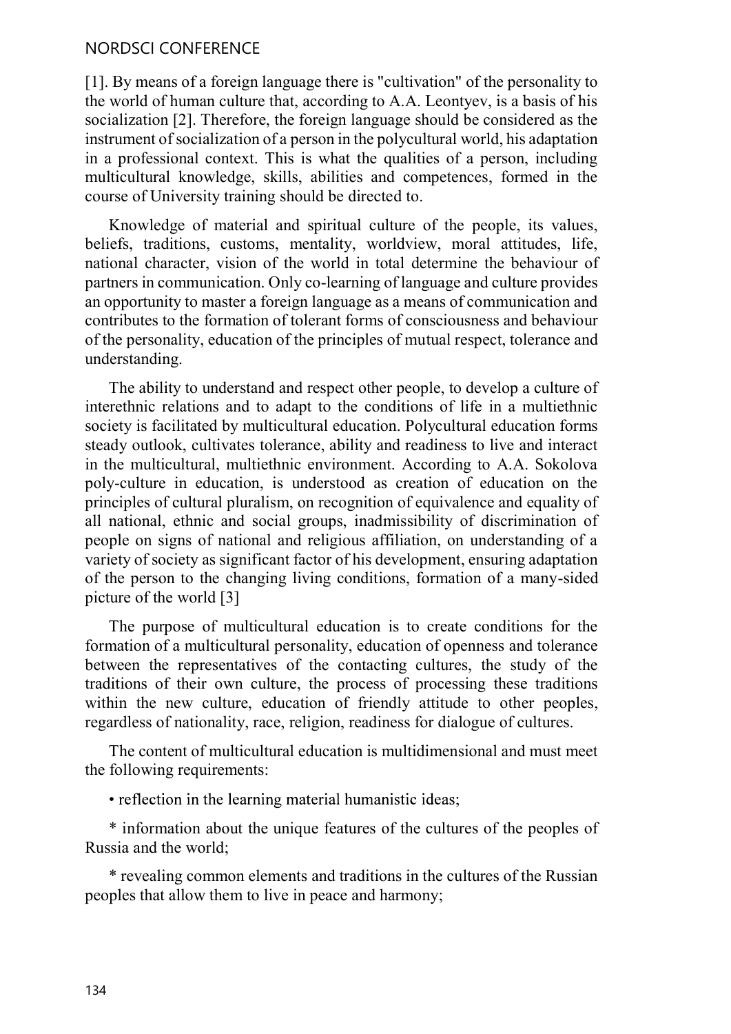[1]. By means of a foreign language there is "cultivation" of the personality to the world of human culture that, according to A.A. Leontyev, is a basis of his socialization [2]. Therefore, the foreign language should be considered as the instrument of socialization of a person in the polycultural world, his adaptation in a professional context. This is what the qualities of a person, including multicultural knowledge, skills, abilities and competences, formed in the course of University training should be directed to.

Knowledge of material and spiritual culture of the people, its values, beliefs, traditions, customs, mentality, worldview, moral attitudes, life, national character, vision of the world in total determine the behaviour of partners in communication. Only co-learning of language and culture provides an opportunity to master a foreign language as a means of communication and contributes to the formation of tolerant forms of consciousness and behaviour of the personality, education of the principles of mutual respect, tolerance and understanding.

The ability to understand and respect other people, to develop a culture of interethnic relations and to adapt to the conditions of life in a multiethnic society is facilitated by multicultural education. Polycultural education forms steady outlook, cultivates tolerance, ability and readiness to live and interact in the multicultural, multiethnic environment. According to A.A. Sokolova poly-culture in education, is understood as creation of education on the principles of cultural pluralism, on recognition of equivalence and equality of all national, ethnic and social groups, inadmissibility of discrimination of people on signs of national and religious affiliation, on understanding of a variety of society as significant factor of his development, ensuring adaptation of the person to the changing living conditions, formation of a many-sided picture of the world [3]

The purpose of multicultural education is to create conditions for the formation of a multicultural personality, education of openness and tolerance between the representatives of the contacting cultures, the study of the traditions of their own culture, the process of processing these traditions within the new culture, education of friendly attitude to other peoples, regardless of nationality, race, religion, readiness for dialogue of cultures.

The content of multicultural education is multidimensional and must meet the following requirements:

• reflection in the learning material humanistic ideas;

* information about the unique features of the cultures of the peoples of Russia and the world;

* revealing common elements and traditions in the cultures of the Russian peoples that allow them to live in peace and harmony;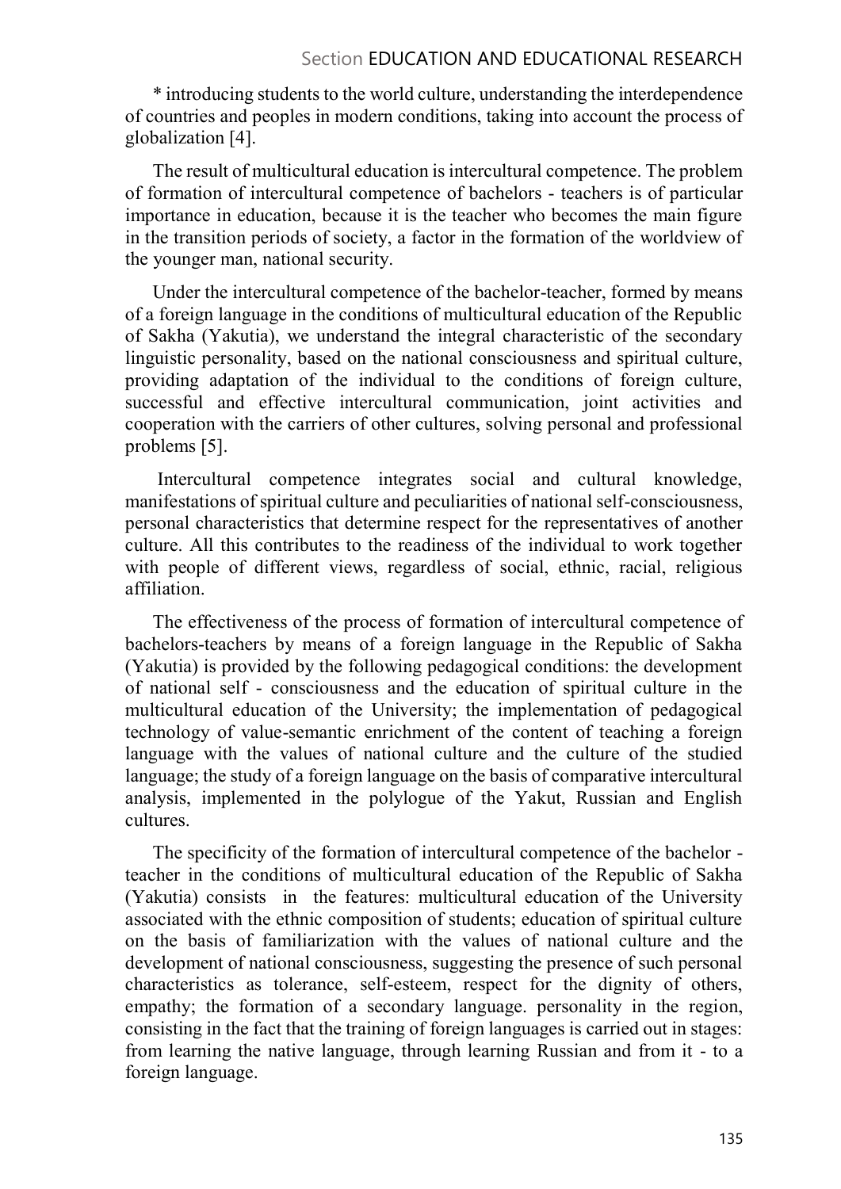* introducing students to the world culture, understanding the interdependence of countries and peoples in modern conditions, taking into account the process of globalization [4].

The result of multicultural education is intercultural competence. The problem of formation of intercultural competence of bachelors - teachers is of particular importance in education, because it is the teacher who becomes the main figure in the transition periods of society, a factor in the formation of the worldview of the younger man, national security.

Under the intercultural competence of the bachelor-teacher, formed by means of a foreign language in the conditions of multicultural education of the Republic of Sakha (Yakutia), we understand the integral characteristic of the secondary linguistic personality, based on the national consciousness and spiritual culture, providing adaptation of the individual to the conditions of foreign culture, successful and effective intercultural communication, joint activities and cooperation with the carriers of other cultures, solving personal and professional problems [5].

Intercultural competence integrates social and cultural knowledge, manifestations of spiritual culture and peculiarities of national self-consciousness, personal characteristics that determine respect for the representatives of another culture. All this contributes to the readiness of the individual to work together with people of different views, regardless of social, ethnic, racial, religious affiliation.

The effectiveness of the process of formation of intercultural competence of bachelors-teachers by means of a foreign language in the Republic of Sakha (Yakutia) is provided by the following pedagogical conditions: the development of national self - consciousness and the education of spiritual culture in the multicultural education of the University; the implementation of pedagogical technology of value-semantic enrichment of the content of teaching a foreign language with the values of national culture and the culture of the studied language; the study of a foreign language on the basis of comparative intercultural analysis, implemented in the polylogue of the Yakut, Russian and English cultures.

The specificity of the formation of intercultural competence of the bachelor - teacher in the conditions of multicultural education of the Republic of Sakha (Yakutia) consists in the features: multicultural education of the University associated with the ethnic composition of students; education of spiritual culture on the basis of familiarization with the values of national culture and the development of national consciousness, suggesting the presence of such personal characteristics as tolerance, self-esteem, respect for the dignity of others, empathy; the formation of a secondary language. personality in the region, consisting in the fact that the training of foreign languages is carried out in stages: from learning the native language, through learning Russian and from it - to a foreign language.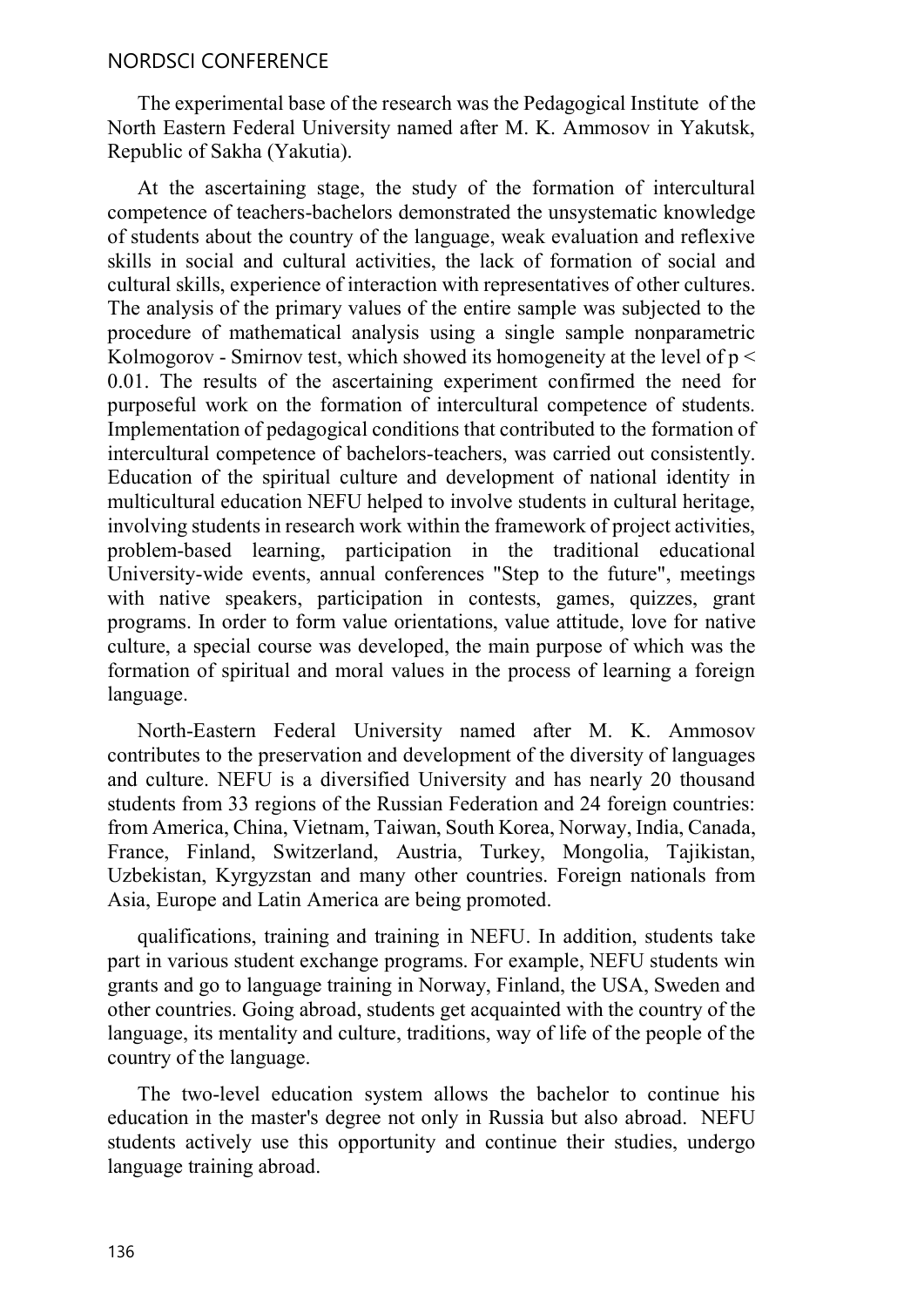The experimental base of the research was the Pedagogical Institute of the North Eastern Federal University named after M. K. Ammosov in Yakutsk, Republic of Sakha (Yakutia).

At the ascertaining stage, the study of the formation of intercultural competence of teachers-bachelors demonstrated the unsystematic knowledge of students about the country of the language, weak evaluation and reflexive skills in social and cultural activities, the lack of formation of social and cultural skills, experience of interaction with representatives of other cultures. The analysis of the primary values of the entire sample was subjected to the procedure of mathematical analysis using a single sample nonparametric Kolmogorov - Smirnov test, which showed its homogeneity at the level of $p < 0.01$. The results of the ascertaining experiment confirmed the need for purposeful work on the formation of intercultural competence of students. Implementation of pedagogical conditions that contributed to the formation of intercultural competence of bachelors-teachers, was carried out consistently. Education of the spiritual culture and development of national identity in multicultural education NEFU helped to involve students in cultural heritage, involving students in research work within the framework of project activities, problem-based learning, participation in the traditional educational University-wide events, annual conferences "Step to the future", meetings with native speakers, participation in contests, games, quizzes, grant programs. In order to form value orientations, value attitude, love for native culture, a special course was developed, the main purpose of which was the formation of spiritual and moral values in the process of learning a foreign language.

North-Eastern Federal University named after M. K. Ammosov contributes to the preservation and development of the diversity of languages and culture. NEFU is a diversified University and has nearly 20 thousand students from 33 regions of the Russian Federation and 24 foreign countries: from America, China, Vietnam, Taiwan, South Korea, Norway, India, Canada, France, Finland, Switzerland, Austria, Turkey, Mongolia, Tajikistan, Uzbekistan, Kyrgyzstan and many other countries. Foreign nationals from Asia, Europe and Latin America are being promoted.

qualifications, training and training in NEFU. In addition, students take part in various student exchange programs. For example, NEFU students win grants and go to language training in Norway, Finland, the USA, Sweden and other countries. Going abroad, students get acquainted with the country of the language, its mentality and culture, traditions, way of life of the people of the country of the language.

The two-level education system allows the bachelor to continue his education in the master's degree not only in Russia but also abroad. NEFU students actively use this opportunity and continue their studies, undergo language training abroad.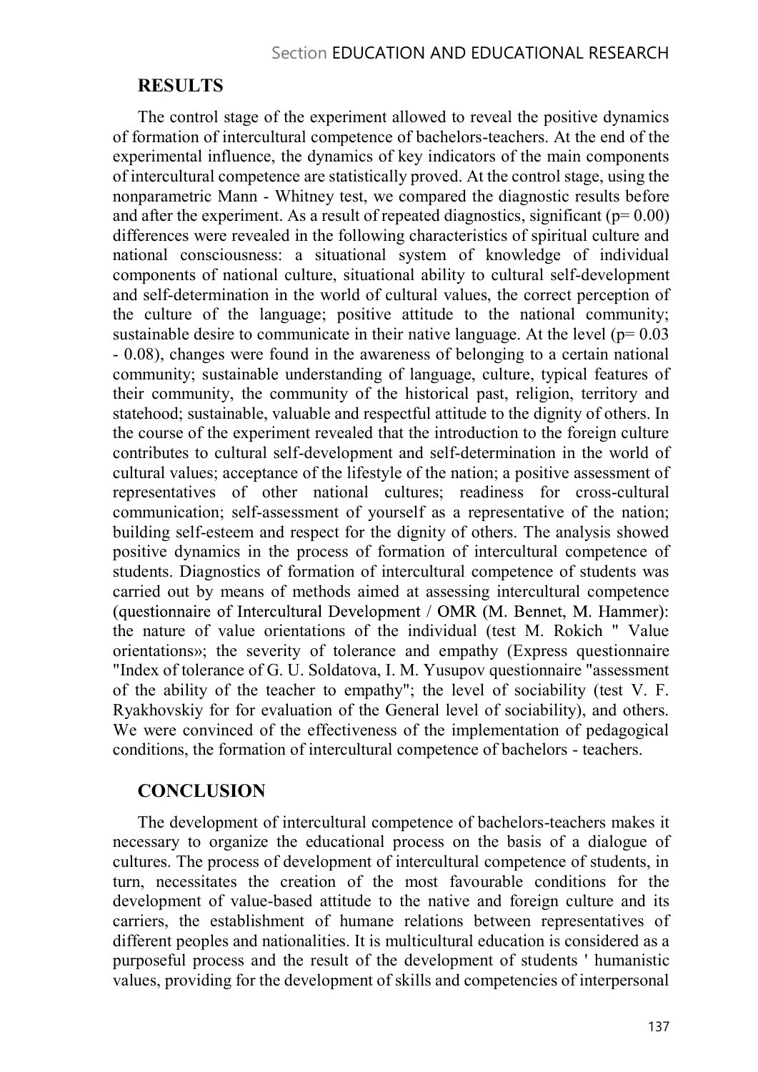## RESULTS

The control stage of the experiment allowed to reveal the positive dynamics of formation of intercultural competence of bachelors-teachers. At the end of the experimental influence, the dynamics of key indicators of the main components of intercultural competence are statistically proved. At the control stage, using the nonparametric Mann - Whitney test, we compared the diagnostic results before and after the experiment. As a result of repeated diagnostics, significant ($p= 0.00$) differences were revealed in the following characteristics of spiritual culture and national consciousness: a situational system of knowledge of individual components of national culture, situational ability to cultural self-development and self-determination in the world of cultural values, the correct perception of the culture of the language; positive attitude to the national community; sustainable desire to communicate in their native language. At the level ($p= 0.03 - 0.08$), changes were found in the awareness of belonging to a certain national community; sustainable understanding of language, culture, typical features of their community, the community of the historical past, religion, territory and statehood; sustainable, valuable and respectful attitude to the dignity of others. In the course of the experiment revealed that the introduction to the foreign culture contributes to cultural self-development and self-determination in the world of cultural values; acceptance of the lifestyle of the nation; a positive assessment of representatives of other national cultures; readiness for cross-cultural communication; self-assessment of yourself as a representative of the nation; building self-esteem and respect for the dignity of others. The analysis showed positive dynamics in the process of formation of intercultural competence of students. Diagnostics of formation of intercultural competence of students was carried out by means of methods aimed at assessing intercultural competence (questionnaire of Intercultural Development / OMR (M. Bennet, M. Hammer): the nature of value orientations of the individual (test M. Rokich " Value orientations»; the severity of tolerance and empathy (Express questionnaire "Index of tolerance of G. U. Soldatova, I. M. Yusupov questionnaire "assessment of the ability of the teacher to empathy"; the level of sociability (test V. F. Ryakhovskiy for for evaluation of the General level of sociability), and others. We were convinced of the effectiveness of the implementation of pedagogical conditions, the formation of intercultural competence of bachelors - teachers.

## CONCLUSION

The development of intercultural competence of bachelors-teachers makes it necessary to organize the educational process on the basis of a dialogue of cultures. The process of development of intercultural competence of students, in turn, necessitates the creation of the most favourable conditions for the development of value-based attitude to the native and foreign culture and its carriers, the establishment of humane relations between representatives of different peoples and nationalities. It is multicultural education is considered as a purposeful process and the result of the development of students ' humanistic values, providing for the development of skills and competencies of interpersonal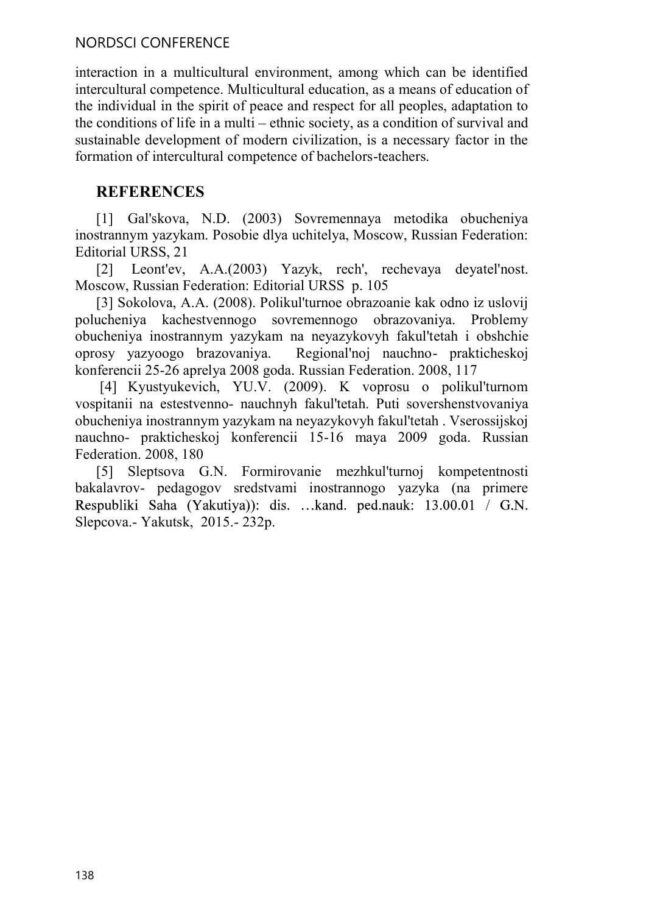interaction in a multicultural environment, among which can be identified intercultural competence. Multicultural education, as a means of education of the individual in the spirit of peace and respect for all peoples, adaptation to the conditions of life in a multi – ethnic society, as a condition of survival and sustainable development of modern civilization, is a necessary factor in the formation of intercultural competence of bachelors-teachers.

## REFERENCES

[1] Gal'skova, N.D. (2003) Sovremennaya metodika obucheniya inostrannym yazykam. Posobie dlya uchitelya, Moscow, Russian Federation: Editorial URSS, 21

[2] Leont'ev, A.A.(2003) Yazyk, rech', rechevaya deyatel'nost. Moscow, Russian Federation: Editorial URSS p. 105

[3] Sokolova, A.A. (2008). Polikul'turnoe obrazoanie kak odno iz uslovij polucheniya kachestvennogo sovremennogo obrazovaniya. Problemy obucheniya inostrannym yazykam na neyazykovyh fakul'tetah i obshchie oprosy yazyoogo brazovaniya. Regional'noj nauchno- prakticheskoj konferencii 25-26 aprelya 2008 goda. Russian Federation. 2008, 117

[4] Kyustyukevich, YU.V. (2009). K voprosu o polikul'turnom vospitanii na estestvenno- nauchnyh fakul'tetah. Puti sovershenstvovaniya obucheniya inostrannym yazykam na neyazykovyh fakul'tetah . Vserossijskoj nauchno- prakticheskoj konferencii 15-16 maya 2009 goda. Russian Federation. 2008, 180

[5] Sleptsova G.N. Formirovanie mezhkul'turnoj kompetentnosti bakalavrov- pedagogov sredstvami inostrannogo yazyka (na primere Respubliki Saha (Yakutiya)): dis. …kand. ped.nauk: 13.00.01 / G.N. Slepcova.- Yakutsk, 2015.- 232p.